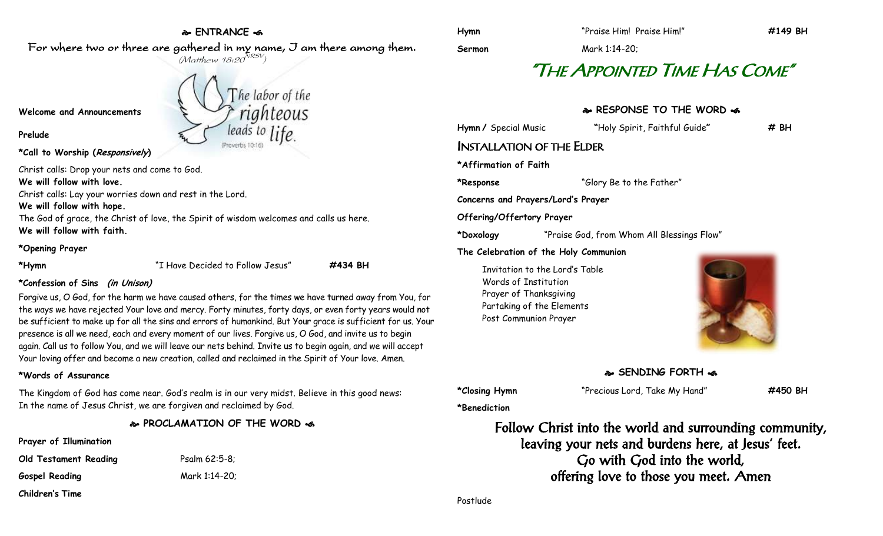## ENTRANCE

For where two or three are gathered in my name, I am there among them.
(Matthew 18:20 NRSV)

The labor of the righteous leads to life.
(Proverbs 10:16)

**Welcome and Announcements**

**Prelude**

**\*Call to Worship (*Responsively*)**

Christ calls: Drop your nets and come to God.
**We will follow with love.**
Christ calls: Lay your worries down and rest in the Lord.
**We will follow with hope.**
The God of grace, the Christ of love, the Spirit of wisdom welcomes and calls us here.
**We will follow with faith.**

**\*Opening Prayer**

**\*Hymn** "I Have Decided to Follow Jesus" **#434 BH**

**\*Confession of Sins *(in Unison)***

Forgive us, O God, for the harm we have caused others, for the times we have turned away from You, for the ways we have rejected Your love and mercy. Forty minutes, forty days, or even forty years would not be sufficient to make up for all the sins and errors of humankind. But Your grace is sufficient for us. Your presence is all we need, each and every moment of our lives. Forgive us, O God, and invite us to begin again. Call us to follow You, and we will leave our nets behind. Invite us to begin again, and we will accept Your loving offer and become a new creation, called and reclaimed in the Spirit of Your love. Amen.

**\*Words of Assurance**

The Kingdom of God has come near. God's realm is in our very midst. Believe in this good news:
In the name of Jesus Christ, we are forgiven and reclaimed by God.

## PROCLAMATION OF THE WORD

**Prayer of Illumination**

**Old Testament Reading** Psalm 62:5-8;

**Gospel Reading** Mark 1:14-20;

**Children's Time**

**Hymn** "Praise Him! Praise Him!" **#149 BH**

**Sermon** Mark 1:14-20;

# "The Appointed Time Has Come"

## RESPONSE TO THE WORD

**Hymn /** Special Music "Holy Spirit, Faithful Guide" **# BH**

### Installation of the Elder

**\*Affirmation of Faith**

**\*Response** "Glory Be to the Father"

**Concerns and Prayers/Lord's Prayer**

**Offering/Offertory Prayer**

**\*Doxology** "Praise God, from Whom All Blessings Flow"

**The Celebration of the Holy Communion**

Invitation to the Lord's Table
Words of Institution
Prayer of Thanksgiving
Partaking of the Elements
Post Communion Prayer

## SENDING FORTH

**\*Closing Hymn** "Precious Lord, Take My Hand" **#450 BH**

**\*Benediction**

Follow Christ into the world and surrounding community,
leaving your nets and burdens here, at Jesus' feet.
Go with God into the world,
offering love to those you meet. Amen

Postlude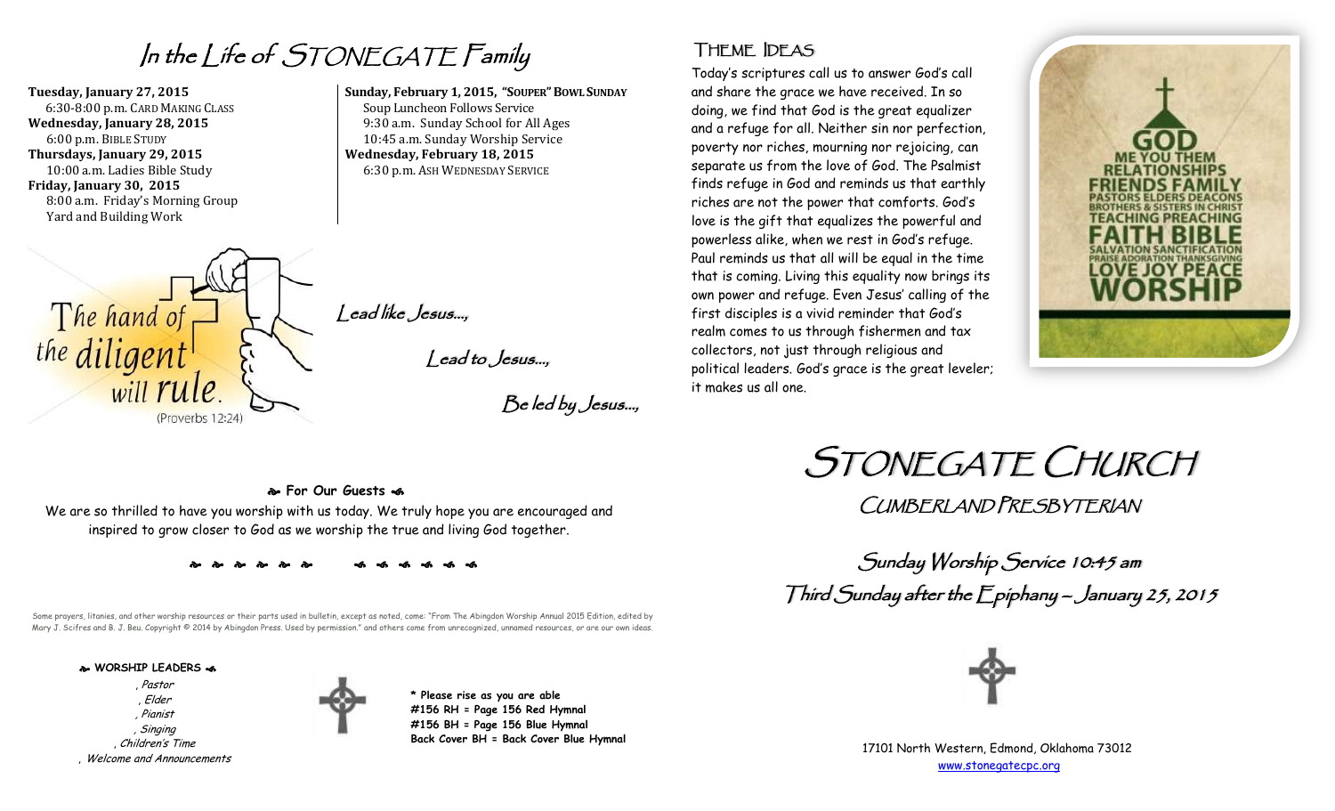# In the Life of STONEGATE Family

**Tuesday, January 27, 2015**
6:30-8:00 p.m. CARD MAKING CLASS
**Wednesday, January 28, 2015**
6:00 p.m. BIBLE STUDY
**Thursdays, January 29, 2015**
10:00 a.m. Ladies Bible Study
**Friday, January 30, 2015**
8:00 a.m. Friday's Morning Group
Yard and Building Work

**Sunday, February 1, 2015, "SOUPER" BOWL SUNDAY**
Soup Luncheon Follows Service
9:30 a.m. Sunday School for All Ages
10:45 a.m. Sunday Worship Service
**Wednesday, February 18, 2015**
6:30 p.m. ASH WEDNESDAY SERVICE

The hand of the diligent will rule.
(Proverbs 12:24)

*Lead like Jesus...,*

*Lead to Jesus...,*

*Be led by Jesus...,*

**For Our Guests**

We are so thrilled to have you worship with us today. We truly hope you are encouraged and inspired to grow closer to God as we worship the true and living God together.

Some prayers, litanies, and other worship resources or their parts used in bulletin, except as noted, come: "From The Abingdon Worship Annual 2015 Edition, edited by Mary J. Scifres and B. J. Beu. Copyright © 2014 by Abingdon Press. Used by permission." and others come from unrecognized, unnamed resources, or are our own ideas.

**WORSHIP LEADERS**

*, Pastor*
*, Elder*
*, Pianist*
*, Singing*
*, Children's Time*
*, Welcome and Announcements*

**\* Please rise as you are able**
**#156 RH = Page 156 Red Hymnal**
**#156 BH = Page 156 Blue Hymnal**
**Back Cover BH = Back Cover Blue Hymnal**

## THEME IDEAS

Today's scriptures call us to answer God's call and share the grace we have received. In so doing, we find that God is the great equalizer and a refuge for all. Neither sin nor perfection, poverty nor riches, mourning nor rejoicing, can separate us from the love of God. The Psalmist finds refuge in God and reminds us that earthly riches are not the power that comforts. God's love is the gift that equalizes the powerful and powerless alike, when we rest in God's refuge. Paul reminds us that all will be equal in the time that is coming. Living this equality now brings its own power and refuge. Even Jesus' calling of the first disciples is a vivid reminder that God's realm comes to us through fishermen and tax collectors, not just through religious and political leaders. God's grace is the great leveler; it makes us all one.

GOD
ME YOU THEM
RELATIONSHIPS
FRIENDS FAMILY
PASTORS ELDERS DEACONS
BROTHERS & SISTERS IN CHRIST
TEACHING PREACHING
FAITH BIBLE
SALVATION SANCTIFICATION
PRAISE ADORATION THANKSGIVING
LOVE JOY PEACE
WORSHIP

# STONEGATE CHURCH

## CUMBERLAND PRESBYTERIAN

*Sunday Worship Service 10:45 am*
*Third Sunday after the Epiphany – January 25, 2015*

17101 North Western, Edmond, Oklahoma 73012
www.stonegatecpc.org